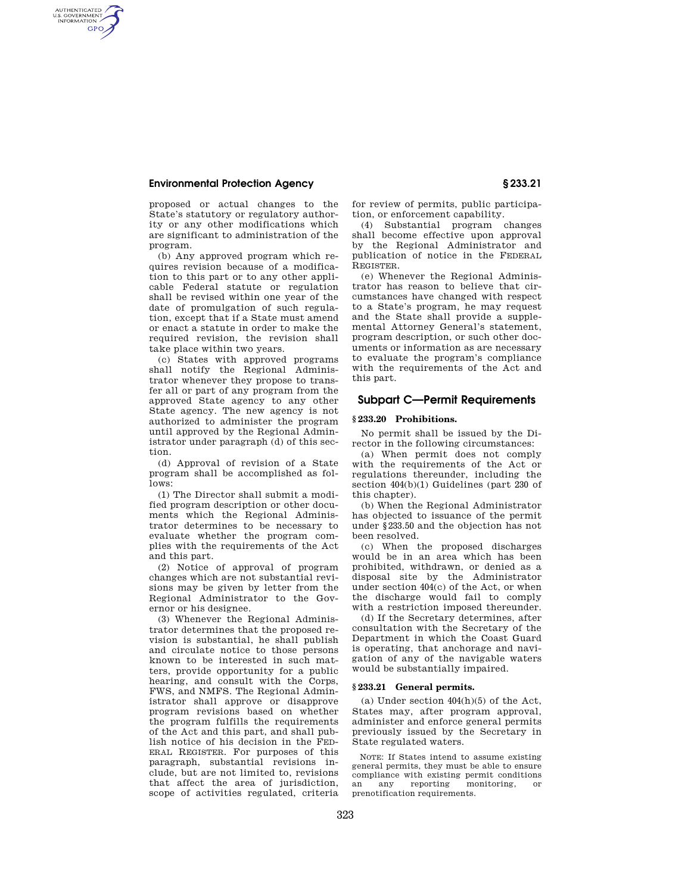proposed or actual changes to the State's statutory or regulatory authority or any other modifications which are significant to administration of the program.

(b) Any approved program which requires revision because of a modification to this part or to any other applicable Federal statute or regulation shall be revised within one year of the date of promulgation of such regulation, except that if a State must amend or enact a statute in order to make the required revision, the revision shall take place within two years.

(c) States with approved programs shall notify the Regional Administrator whenever they propose to transfer all or part of any program from the approved State agency to any other State agency. The new agency is not authorized to administer the program until approved by the Regional Administrator under paragraph (d) of this section.

(d) Approval of revision of a State program shall be accomplished as follows:

(1) The Director shall submit a modified program description or other documents which the Regional Administrator determines to be necessary to evaluate whether the program complies with the requirements of the Act and this part.

(2) Notice of approval of program changes which are not substantial revisions may be given by letter from the Regional Administrator to the Governor or his designee.

(3) Whenever the Regional Administrator determines that the proposed revision is substantial, he shall publish and circulate notice to those persons known to be interested in such matters, provide opportunity for a public hearing, and consult with the Corps, FWS, and NMFS. The Regional Administrator shall approve or disapprove program revisions based on whether the program fulfills the requirements of the Act and this part, and shall publish notice of his decision in the FEDERAL REGISTER. For purposes of this paragraph, substantial revisions include, but are not limited to, revisions that affect the area of jurisdiction, scope of activities regulated, criteria for review of permits, public participation, or enforcement capability.

(4) Substantial program changes shall become effective upon approval by the Regional Administrator and publication of notice in the FEDERAL REGISTER.

(e) Whenever the Regional Administrator has reason to believe that circumstances have changed with respect to a State's program, he may request and the State shall provide a supplemental Attorney General's statement, program description, or such other documents or information as are necessary to evaluate the program's compliance with the requirements of the Act and this part.

## Subpart C—Permit Requirements

### § 233.20 Prohibitions.

No permit shall be issued by the Director in the following circumstances:

(a) When permit does not comply with the requirements of the Act or regulations thereunder, including the section 404(b)(1) Guidelines (part 230 of this chapter).

(b) When the Regional Administrator has objected to issuance of the permit under §233.50 and the objection has not been resolved.

(c) When the proposed discharges would be in an area which has been prohibited, withdrawn, or denied as a disposal site by the Administrator under section 404(c) of the Act, or when the discharge would fail to comply with a restriction imposed thereunder.

(d) If the Secretary determines, after consultation with the Secretary of the Department in which the Coast Guard is operating, that anchorage and navigation of any of the navigable waters would be substantially impaired.

### § 233.21 General permits.

(a) Under section 404(h)(5) of the Act, States may, after program approval, administer and enforce general permits previously issued by the Secretary in State regulated waters.

NOTE: If States intend to assume existing general permits, they must be able to ensure compliance with existing permit conditions an any reporting monitoring, or prenotification requirements.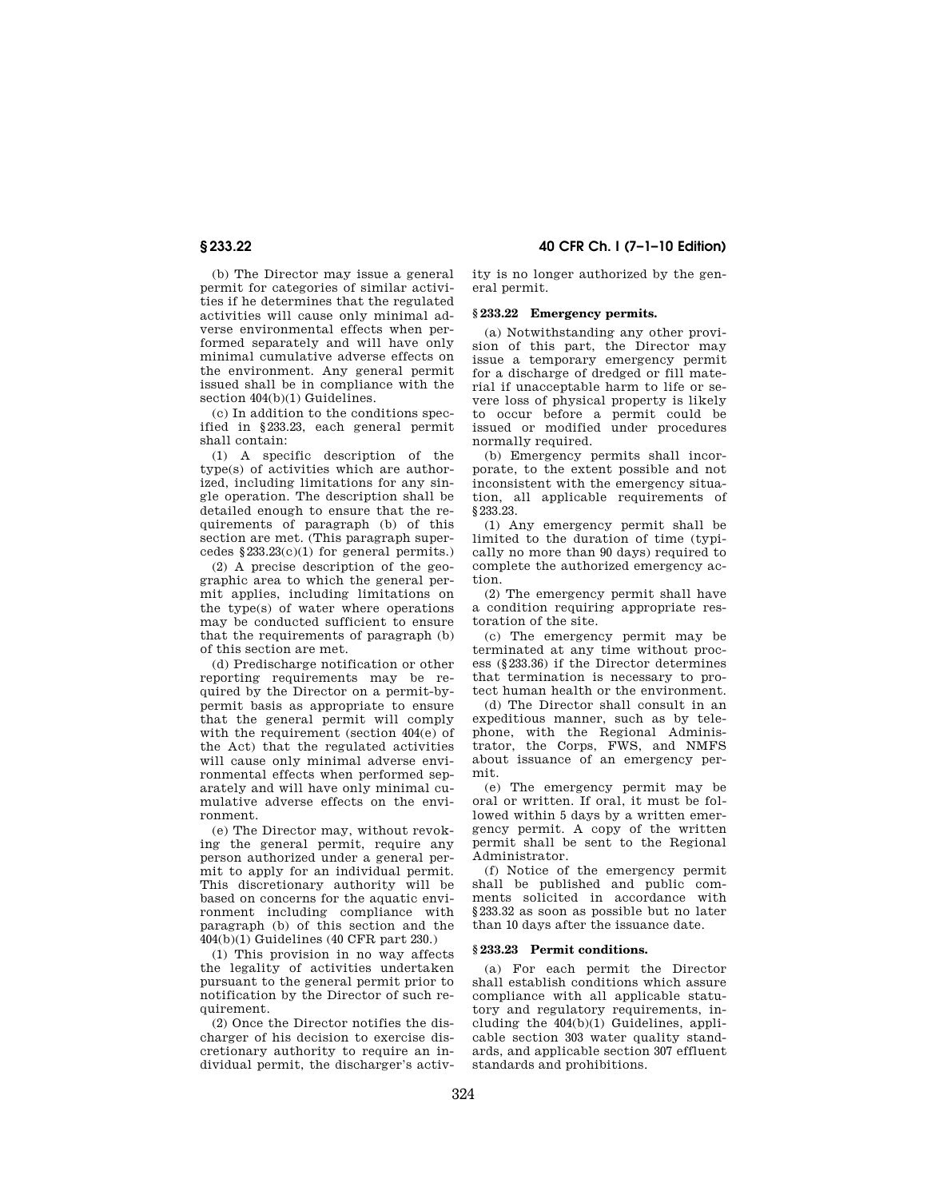(b) The Director may issue a general permit for categories of similar activities if he determines that the regulated activities will cause only minimal adverse environmental effects when performed separately and will have only minimal cumulative adverse effects on the environment. Any general permit issued shall be in compliance with the section 404(b)(1) Guidelines.

(c) In addition to the conditions specified in §233.23, each general permit shall contain:

(1) A specific description of the type(s) of activities which are authorized, including limitations for any single operation. The description shall be detailed enough to ensure that the requirements of paragraph (b) of this section are met. (This paragraph supercedes §233.23(c)(1) for general permits.)

(2) A precise description of the geographic area to which the general permit applies, including limitations on the type(s) of water where operations may be conducted sufficient to ensure that the requirements of paragraph (b) of this section are met.

(d) Predischarge notification or other reporting requirements may be required by the Director on a permit-by-permit basis as appropriate to ensure that the general permit will comply with the requirement (section 404(e) of the Act) that the regulated activities will cause only minimal adverse environmental effects when performed separately and will have only minimal cumulative adverse effects on the environment.

(e) The Director may, without revoking the general permit, require any person authorized under a general permit to apply for an individual permit. This discretionary authority will be based on concerns for the aquatic environment including compliance with paragraph (b) of this section and the 404(b)(1) Guidelines (40 CFR part 230.)

(1) This provision in no way affects the legality of activities undertaken pursuant to the general permit prior to notification by the Director of such requirement.

(2) Once the Director notifies the discharger of his decision to exercise discretionary authority to require an individual permit, the discharger's activity is no longer authorized by the general permit.

### §233.22 Emergency permits.

(a) Notwithstanding any other provision of this part, the Director may issue a temporary emergency permit for a discharge of dredged or fill material if unacceptable harm to life or severe loss of physical property is likely to occur before a permit could be issued or modified under procedures normally required.

(b) Emergency permits shall incorporate, to the extent possible and not inconsistent with the emergency situation, all applicable requirements of §233.23.

(1) Any emergency permit shall be limited to the duration of time (typically no more than 90 days) required to complete the authorized emergency action.

(2) The emergency permit shall have a condition requiring appropriate restoration of the site.

(c) The emergency permit may be terminated at any time without process (§233.36) if the Director determines that termination is necessary to protect human health or the environment.

(d) The Director shall consult in an expeditious manner, such as by telephone, with the Regional Administrator, the Corps, FWS, and NMFS about issuance of an emergency permit.

(e) The emergency permit may be oral or written. If oral, it must be followed within 5 days by a written emergency permit. A copy of the written permit shall be sent to the Regional Administrator.

(f) Notice of the emergency permit shall be published and public comments solicited in accordance with §233.32 as soon as possible but no later than 10 days after the issuance date.

### §233.23 Permit conditions.

(a) For each permit the Director shall establish conditions which assure compliance with all applicable statutory and regulatory requirements, including the 404(b)(1) Guidelines, applicable section 303 water quality standards, and applicable section 307 effluent standards and prohibitions.